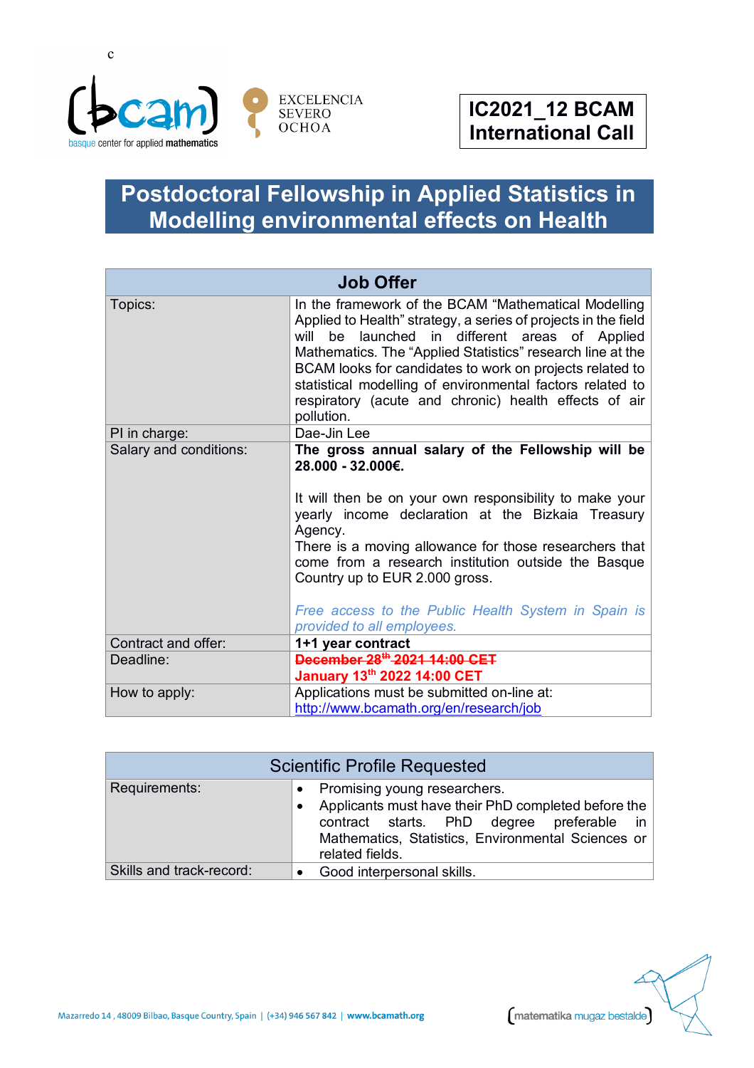# IC2021_12 BCAM International Call

## Postdoctoral Fellowship in Applied Statistics in Modelling environmental effects on Health

| Job Offer | |
|---|---|
| Topics: | In the framework of the BCAM "Mathematical Modelling Applied to Health" strategy, a series of projects in the field will be launched in different areas of Applied Mathematics. The "Applied Statistics" research line at the BCAM looks for candidates to work on projects related to statistical modelling of environmental factors related to respiratory (acute and chronic) health effects of air pollution. |
| PI in charge: | Dae-Jin Lee |
| Salary and conditions: | **The gross annual salary of the Fellowship will be 28.000 - 32.000€.** <br><br> It will then be on your own responsibility to make your yearly income declaration at the Bizkaia Treasury Agency. <br> There is a moving allowance for those researchers that come from a research institution outside the Basque Country up to EUR 2.000 gross. <br><br> *Free access to the Public Health System in Spain is provided to all employees.* |
| Contract and offer: | **1+1 year contract** |
| Deadline: | ~~**December 28th 2021 14:00 CET**~~ <br> **January 13th 2022 14:00 CET** |
| How to apply: | Applications must be submitted on-line at: http://www.bcamath.org/en/research/job |

| Scientific Profile Requested | |
|---|---|
| Requirements: | • Promising young researchers. <br> • Applicants must have their PhD completed before the contract starts. PhD degree preferable in Mathematics, Statistics, Environmental Sciences or related fields. |
| Skills and track-record: | • Good interpersonal skills. |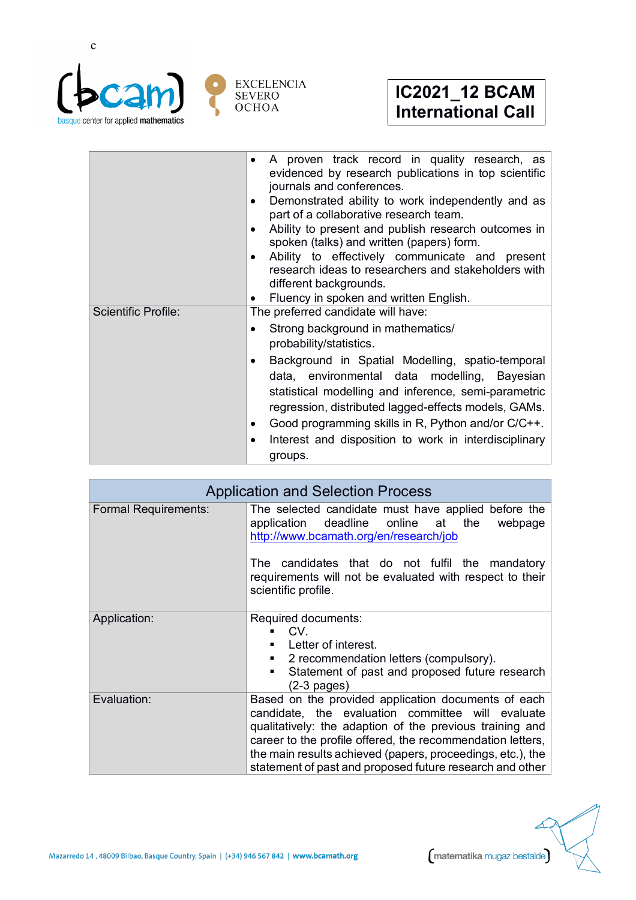| | |
|---|---|
| | • A proven track record in quality research, as evidenced by research publications in top scientific journals and conferences.<br>• Demonstrated ability to work independently and as part of a collaborative research team.<br>• Ability to present and publish research outcomes in spoken (talks) and written (papers) form.<br>• Ability to effectively communicate and present research ideas to researchers and stakeholders with different backgrounds.<br>• Fluency in spoken and written English. |
| Scientific Profile: | The preferred candidate will have:<br>• Strong background in mathematics/ probability/statistics.<br>• Background in Spatial Modelling, spatio-temporal data, environmental data modelling, Bayesian statistical modelling and inference, semi-parametric regression, distributed lagged-effects models, GAMs.<br>• Good programming skills in R, Python and/or C/C++.<br>• Interest and disposition to work in interdisciplinary groups. |

| Application and Selection Process | |
|---|---|
| Formal Requirements: | The selected candidate must have applied before the application deadline online at the webpage http://www.bcamath.org/en/research/job<br><br>The candidates that do not fulfil the mandatory requirements will not be evaluated with respect to their scientific profile. |
| Application: | Required documents:<br>▪ CV.<br>▪ Letter of interest.<br>▪ 2 recommendation letters (compulsory).<br>▪ Statement of past and proposed future research (2-3 pages) |
| Evaluation: | Based on the provided application documents of each candidate, the evaluation committee will evaluate qualitatively: the adaption of the previous training and career to the profile offered, the recommendation letters, the main results achieved (papers, proceedings, etc.), the statement of past and proposed future research and other |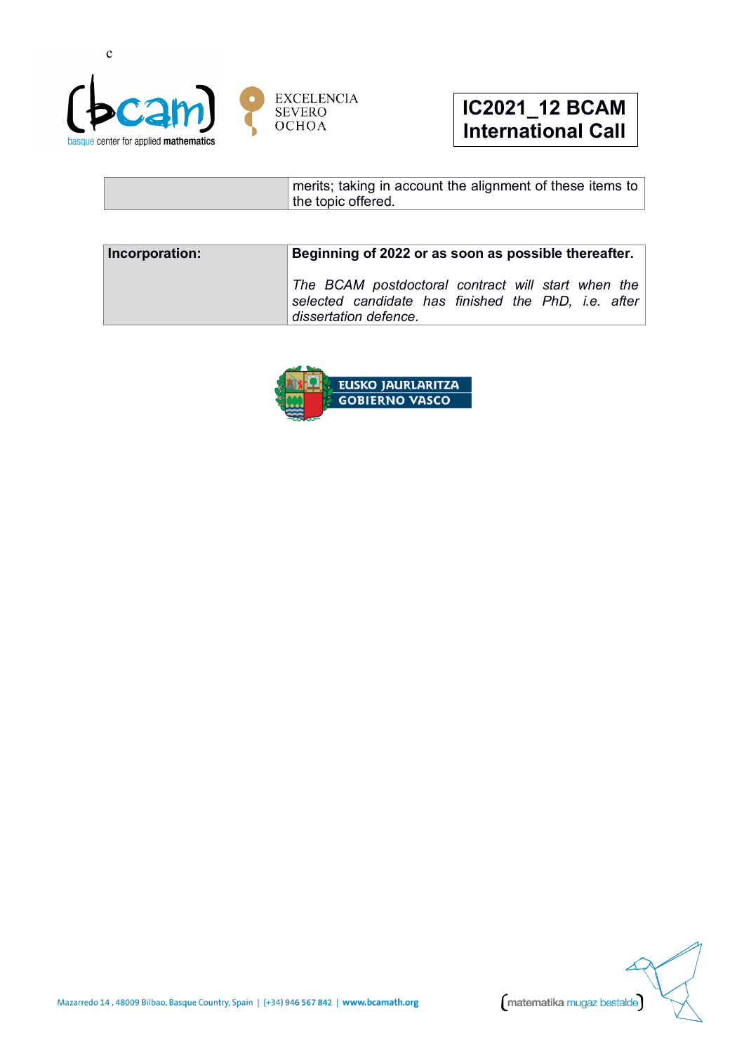| | |
|---|---|
| | merits; taking in account the alignment of these items to the topic offered. |

| **Incorporation:** | **Beginning of 2022 or as soon as possible thereafter.** *The BCAM postdoctoral contract will start when the selected candidate has finished the PhD, i.e. after dissertation defence.* |
|---|---|